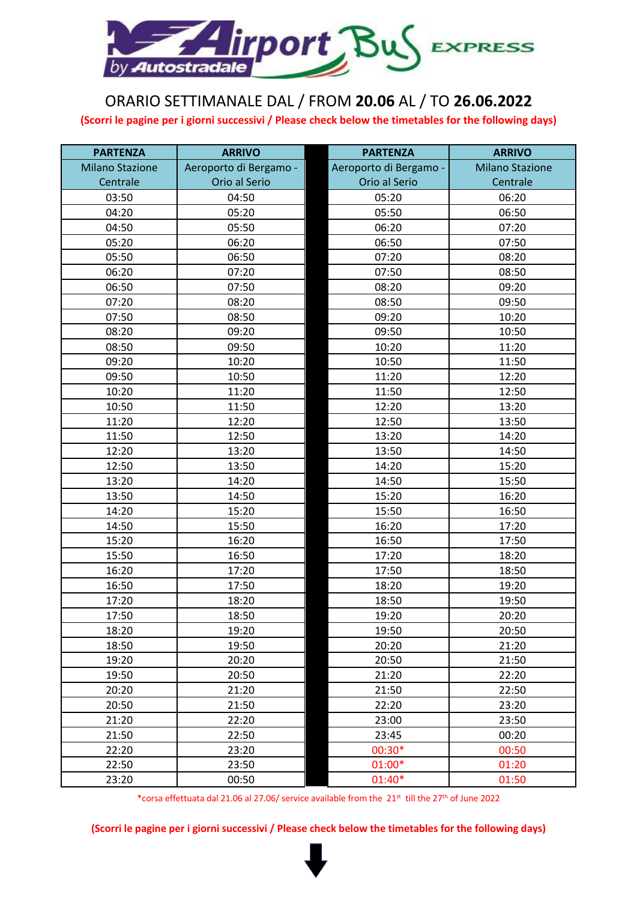# Airport Bus EXPRESS by Autostradale

## ORARIO SETTIMANALE DAL / FROM **20.06** AL / TO **26.06.2022**

**(Scorri le pagine per i giorni successivi / Please check below the timetables for the following days)**

| PARTENZA | ARRIVO | PARTENZA | ARRIVO |
|---|---|---|---|
| Milano Stazione Centrale | Aeroporto di Bergamo - Orio al Serio | Aeroporto di Bergamo - Orio al Serio | Milano Stazione Centrale |
| 03:50 | 04:50 | 05:20 | 06:20 |
| 04:20 | 05:20 | 05:50 | 06:50 |
| 04:50 | 05:50 | 06:20 | 07:20 |
| 05:20 | 06:20 | 06:50 | 07:50 |
| 05:50 | 06:50 | 07:20 | 08:20 |
| 06:20 | 07:20 | 07:50 | 08:50 |
| 06:50 | 07:50 | 08:20 | 09:20 |
| 07:20 | 08:20 | 08:50 | 09:50 |
| 07:50 | 08:50 | 09:20 | 10:20 |
| 08:20 | 09:20 | 09:50 | 10:50 |
| 08:50 | 09:50 | 10:20 | 11:20 |
| 09:20 | 10:20 | 10:50 | 11:50 |
| 09:50 | 10:50 | 11:20 | 12:20 |
| 10:20 | 11:20 | 11:50 | 12:50 |
| 10:50 | 11:50 | 12:20 | 13:20 |
| 11:20 | 12:20 | 12:50 | 13:50 |
| 11:50 | 12:50 | 13:20 | 14:20 |
| 12:20 | 13:20 | 13:50 | 14:50 |
| 12:50 | 13:50 | 14:20 | 15:20 |
| 13:20 | 14:20 | 14:50 | 15:50 |
| 13:50 | 14:50 | 15:20 | 16:20 |
| 14:20 | 15:20 | 15:50 | 16:50 |
| 14:50 | 15:50 | 16:20 | 17:20 |
| 15:20 | 16:20 | 16:50 | 17:50 |
| 15:50 | 16:50 | 17:20 | 18:20 |
| 16:20 | 17:20 | 17:50 | 18:50 |
| 16:50 | 17:50 | 18:20 | 19:20 |
| 17:20 | 18:20 | 18:50 | 19:50 |
| 17:50 | 18:50 | 19:20 | 20:20 |
| 18:20 | 19:20 | 19:50 | 20:50 |
| 18:50 | 19:50 | 20:20 | 21:20 |
| 19:20 | 20:20 | 20:50 | 21:50 |
| 19:50 | 20:50 | 21:20 | 22:20 |
| 20:20 | 21:20 | 21:50 | 22:50 |
| 20:50 | 21:50 | 22:20 | 23:20 |
| 21:20 | 22:20 | 23:00 | 23:50 |
| 21:50 | 22:50 | 23:45 | 00:20 |
| 22:20 | 23:20 | 00:30* | 00:50 |
| 22:50 | 23:50 | 01:00* | 01:20 |
| 23:20 | 00:50 | 01:40* | 01:50 |

*corsa effettuata dal 21.06 al 27.06/ service available from the 21st till the 27th of June 2022

**(Scorri le pagine per i giorni successivi / Please check below the timetables for the following days)**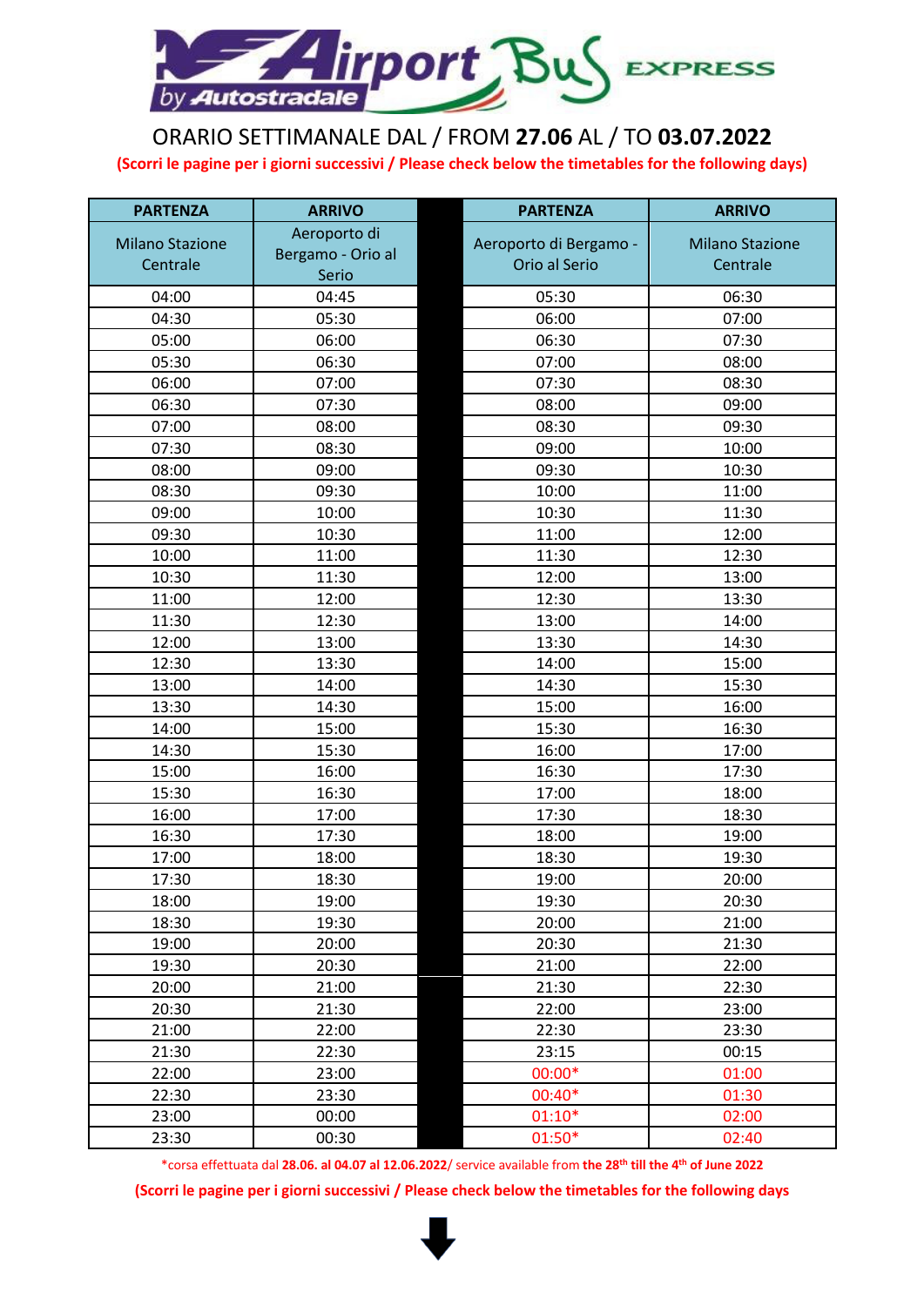# ORARIO SETTIMANALE DAL / FROM **27.06** AL / TO **03.07.2022**

**(Scorri le pagine per i giorni successivi / Please check below the timetables for the following days)**

| PARTENZA | ARRIVO | | PARTENZA | ARRIVO |
|---|---|---|---|---|
| Milano Stazione Centrale | Aeroporto di Bergamo - Orio al Serio | | Aeroporto di Bergamo - Orio al Serio | Milano Stazione Centrale |
| 04:00 | 04:45 | | 05:30 | 06:30 |
| 04:30 | 05:30 | | 06:00 | 07:00 |
| 05:00 | 06:00 | | 06:30 | 07:30 |
| 05:30 | 06:30 | | 07:00 | 08:00 |
| 06:00 | 07:00 | | 07:30 | 08:30 |
| 06:30 | 07:30 | | 08:00 | 09:00 |
| 07:00 | 08:00 | | 08:30 | 09:30 |
| 07:30 | 08:30 | | 09:00 | 10:00 |
| 08:00 | 09:00 | | 09:30 | 10:30 |
| 08:30 | 09:30 | | 10:00 | 11:00 |
| 09:00 | 10:00 | | 10:30 | 11:30 |
| 09:30 | 10:30 | | 11:00 | 12:00 |
| 10:00 | 11:00 | | 11:30 | 12:30 |
| 10:30 | 11:30 | | 12:00 | 13:00 |
| 11:00 | 12:00 | | 12:30 | 13:30 |
| 11:30 | 12:30 | | 13:00 | 14:00 |
| 12:00 | 13:00 | | 13:30 | 14:30 |
| 12:30 | 13:30 | | 14:00 | 15:00 |
| 13:00 | 14:00 | | 14:30 | 15:30 |
| 13:30 | 14:30 | | 15:00 | 16:00 |
| 14:00 | 15:00 | | 15:30 | 16:30 |
| 14:30 | 15:30 | | 16:00 | 17:00 |
| 15:00 | 16:00 | | 16:30 | 17:30 |
| 15:30 | 16:30 | | 17:00 | 18:00 |
| 16:00 | 17:00 | | 17:30 | 18:30 |
| 16:30 | 17:30 | | 18:00 | 19:00 |
| 17:00 | 18:00 | | 18:30 | 19:30 |
| 17:30 | 18:30 | | 19:00 | 20:00 |
| 18:00 | 19:00 | | 19:30 | 20:30 |
| 18:30 | 19:30 | | 20:00 | 21:00 |
| 19:00 | 20:00 | | 20:30 | 21:30 |
| 19:30 | 20:30 | | 21:00 | 22:00 |
| 20:00 | 21:00 | | 21:30 | 22:30 |
| 20:30 | 21:30 | | 22:00 | 23:00 |
| 21:00 | 22:00 | | 22:30 | 23:30 |
| 21:30 | 22:30 | | 23:15 | 00:15 |
| 22:00 | 23:00 | | 00:00* | 01:00 |
| 22:30 | 23:30 | | 00:40* | 01:30 |
| 23:00 | 00:00 | | 01:10* | 02:00 |
| 23:30 | 00:30 | | 01:50* | 02:40 |

*corsa effettuata dal **28.06. al 04.07 al 12.06.2022**/ service available from **the 28th till the 4th of June 2022**

**(Scorri le pagine per i giorni successivi / Please check below the timetables for the following days**